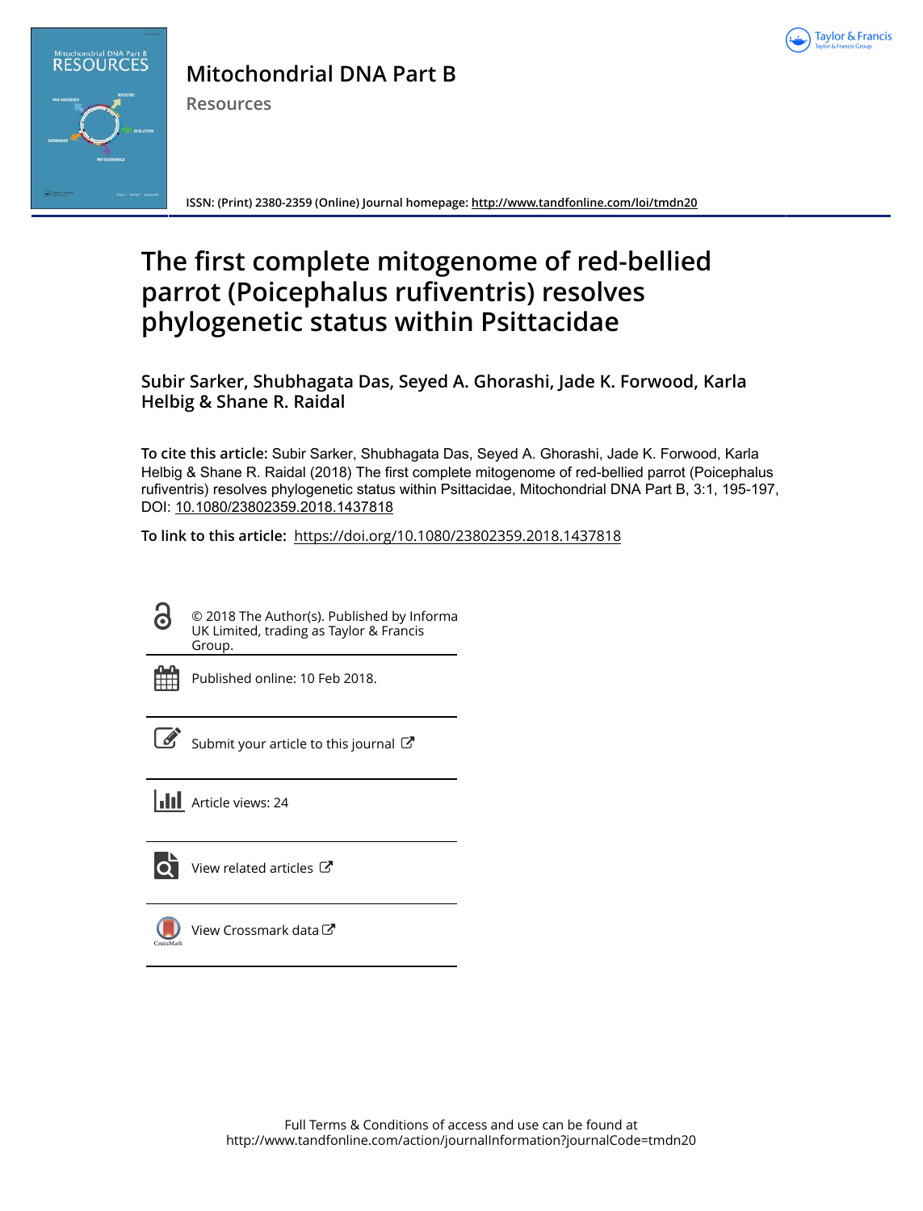# Mitochondrial DNA Part B

Resources

ISSN: (Print) 2380-2359 (Online) Journal homepage: http://www.tandfonline.com/loi/tmdn20

# The first complete mitogenome of red-bellied parrot (Poicephalus rufiventris) resolves phylogenetic status within Psittacidae

**Subir Sarker, Shubhagata Das, Seyed A. Ghorashi, Jade K. Forwood, Karla Helbig & Shane R. Raidal**

**To cite this article:** Subir Sarker, Shubhagata Das, Seyed A. Ghorashi, Jade K. Forwood, Karla Helbig & Shane R. Raidal (2018) The first complete mitogenome of red-bellied parrot (Poicephalus rufiventris) resolves phylogenetic status within Psittacidae, Mitochondrial DNA Part B, 3:1, 195-197, DOI: 10.1080/23802359.2018.1437818

**To link to this article:** https://doi.org/10.1080/23802359.2018.1437818

© 2018 The Author(s). Published by Informa UK Limited, trading as Taylor & Francis Group.

Published online: 10 Feb 2018.

Submit your article to this journal

Article views: 24

View related articles

View Crossmark data

Full Terms & Conditions of access and use can be found at
http://www.tandfonline.com/action/journalInformation?journalCode=tmdn20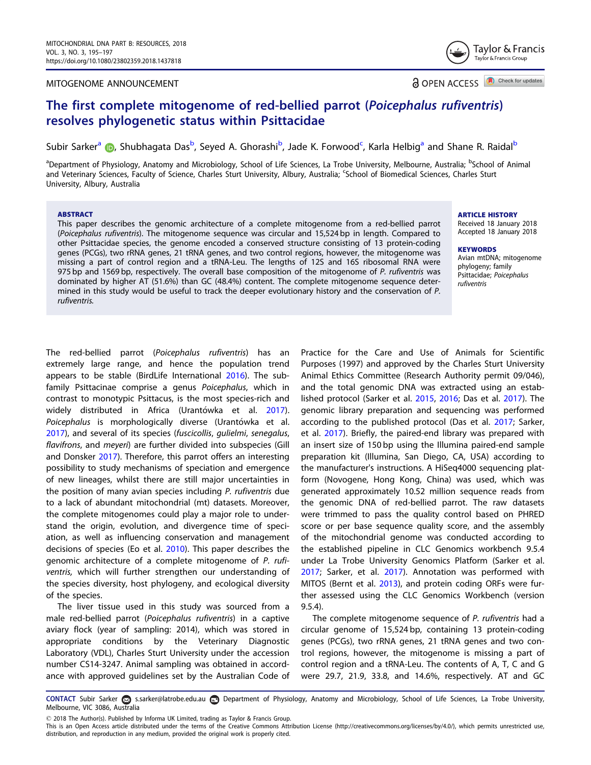MITOGENOME ANNOUNCEMENT

OPEN ACCESS

# The first complete mitogenome of red-bellied parrot (*Poicephalus rufiventris*) resolves phylogenetic status within Psittacidae

Subir Sarker[a], Shubhagata Das[b], Seyed A. Ghorashi[b], Jade K. Forwood[c], Karla Helbig[a] and Shane R. Raidal[b]

[a]Department of Physiology, Anatomy and Microbiology, School of Life Sciences, La Trobe University, Melbourne, Australia; [b]School of Animal and Veterinary Sciences, Faculty of Science, Charles Sturt University, Albury, Australia; [c]School of Biomedical Sciences, Charles Sturt University, Albury, Australia

## ABSTRACT

This paper describes the genomic architecture of a complete mitogenome from a red-bellied parrot (*Poicephalus rufiventris*). The mitogenome sequence was circular and 15,524 bp in length. Compared to other Psittacidae species, the genome encoded a conserved structure consisting of 13 protein-coding genes (PCGs), two rRNA genes, 21 tRNA genes, and two control regions, however, the mitogenome was missing a part of control region and a tRNA-Leu. The lengths of 12S and 16S ribosomal RNA were 975 bp and 1569 bp, respectively. The overall base composition of the mitogenome of *P. rufiventris* was dominated by higher AT (51.6%) than GC (48.4%) content. The complete mitogenome sequence determined in this study would be useful to track the deeper evolutionary history and the conservation of *P. rufiventris.*

**ARTICLE HISTORY**
Received 18 January 2018
Accepted 18 January 2018

**KEYWORDS**
Avian mtDNA; mitogenome phylogeny; family Psittacidae; *Poicephalus rufiventris*

The red-bellied parrot (*Poicephalus rufiventris*) has an extremely large range, and hence the population trend appears to be stable (BirdLife International 2016). The subfamily Psittacinae comprise a genus *Poicephalus*, which in contrast to monotypic Psittacus, is the most species-rich and widely distributed in Africa (Urantówka et al. 2017). *Poicephalus* is morphologically diverse (Urantówka et al. 2017), and several of its species (*fuscicollis*, *gulielmi*, *senegalus*, *flavifrons*, and *meyeri*) are further divided into subspecies (Gill and Donsker 2017). Therefore, this parrot offers an interesting possibility to study mechanisms of speciation and emergence of new lineages, whilst there are still major uncertainties in the position of many avian species including *P. rufiventris* due to a lack of abundant mitochondrial (mt) datasets. Moreover, the complete mitogenomes could play a major role to understand the origin, evolution, and divergence time of speciation, as well as influencing conservation and management decisions of species (Eo et al. 2010). This paper describes the genomic architecture of a complete mitogenome of *P. rufiventris,* which will further strengthen our understanding of the species diversity, host phylogeny, and ecological diversity of the species.

The liver tissue used in this study was sourced from a male red-bellied parrot (*Poicephalus rufiventris*) in a captive aviary flock (year of sampling: 2014), which was stored in appropriate conditions by the Veterinary Diagnostic Laboratory (VDL), Charles Sturt University under the accession number CS14-3247. Animal sampling was obtained in accordance with approved guidelines set by the Australian Code of Practice for the Care and Use of Animals for Scientific Purposes (1997) and approved by the Charles Sturt University Animal Ethics Committee (Research Authority permit 09/046), and the total genomic DNA was extracted using an established protocol (Sarker et al. 2015, 2016; Das et al. 2017). The genomic library preparation and sequencing was performed according to the published protocol (Das et al. 2017; Sarker, et al. 2017). Briefly, the paired-end library was prepared with an insert size of 150 bp using the Illumina paired-end sample preparation kit (Illumina, San Diego, CA, USA) according to the manufacturer's instructions. A HiSeq4000 sequencing platform (Novogene, Hong Kong, China) was used, which was generated approximately 10.52 million sequence reads from the genomic DNA of red-bellied parrot. The raw datasets were trimmed to pass the quality control based on PHRED score or per base sequence quality score, and the assembly of the mitochondrial genome was conducted according to the established pipeline in CLC Genomics workbench 9.5.4 under La Trobe University Genomics Platform (Sarker et al. 2017; Sarker, et al. 2017). Annotation was performed with MITOS (Bernt et al. 2013), and protein coding ORFs were further assessed using the CLC Genomics Workbench (version 9.5.4).

The complete mitogenome sequence of *P. rufiventris* had a circular genome of 15,524 bp, containing 13 protein-coding genes (PCGs), two rRNA genes, 21 tRNA genes and two control regions, however, the mitogenome is missing a part of control region and a tRNA-Leu. The contents of A, T, C and G were 29.7, 21.9, 33.8, and 14.6%, respectively. AT and GC

**CONTACT** Subir Sarker s.sarker@latrobe.edu.au Department of Physiology, Anatomy and Microbiology, School of Life Sciences, La Trobe University, Melbourne, VIC 3086, Australia

© 2018 The Author(s). Published by Informa UK Limited, trading as Taylor & Francis Group.
This is an Open Access article distributed under the terms of the Creative Commons Attribution License (http://creativecommons.org/licenses/by/4.0/), which permits unrestricted use, distribution, and reproduction in any medium, provided the original work is properly cited.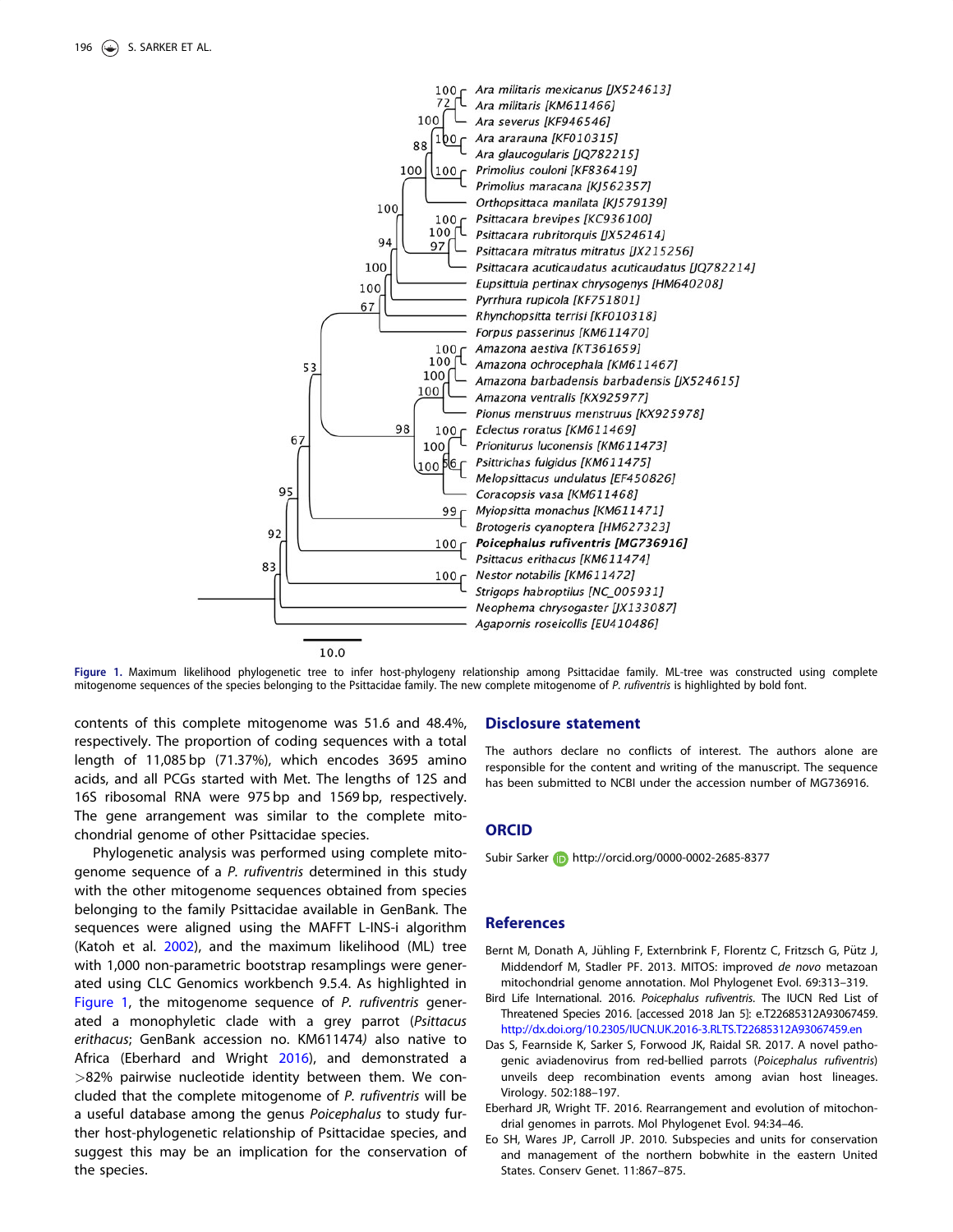**Figure 1.** Maximum likelihood phylogenetic tree to infer host-phylogeny relationship among Psittacidae family. ML-tree was constructed using complete mitogenome sequences of the species belonging to the Psittacidae family. The new complete mitogenome of *P. rufiventris* is highlighted by bold font.

contents of this complete mitogenome was 51.6 and 48.4%, respectively. The proportion of coding sequences with a total length of 11,085 bp (71.37%), which encodes 3695 amino acids, and all PCGs started with Met. The lengths of 12S and 16S ribosomal RNA were 975 bp and 1569 bp, respectively. The gene arrangement was similar to the complete mitochondrial genome of other Psittacidae species.

Phylogenetic analysis was performed using complete mitogenome sequence of a *P. rufiventris* determined in this study with the other mitogenome sequences obtained from species belonging to the family Psittacidae available in GenBank. The sequences were aligned using the MAFFT L-INS-i algorithm (Katoh et al. 2002), and the maximum likelihood (ML) tree with 1,000 non-parametric bootstrap resamplings were generated using CLC Genomics workbench 9.5.4. As highlighted in Figure 1, the mitogenome sequence of *P. rufiventris* generated a monophyletic clade with a grey parrot (*Psittacus erithacus*; GenBank accession no. KM611474*)* also native to Africa (Eberhard and Wright 2016), and demonstrated a >82% pairwise nucleotide identity between them. We concluded that the complete mitogenome of *P. rufiventris* will be a useful database among the genus *Poicephalus* to study further host-phylogenetic relationship of Psittacidae species, and suggest this may be an implication for the conservation of the species.

## Disclosure statement

The authors declare no conflicts of interest. The authors alone are responsible for the content and writing of the manuscript. The sequence has been submitted to NCBI under the accession number of MG736916.

## ORCID

Subir Sarker http://orcid.org/0000-0002-2685-8377

## References

Bernt M, Donath A, Jühling F, Externbrink F, Florentz C, Fritzsch G, Pütz J, Middendorf M, Stadler PF. 2013. MITOS: improved *de novo* metazoan mitochondrial genome annotation. Mol Phylogenet Evol. 69:313–319.

Bird Life International. 2016. *Poicephalus rufiventris*. The IUCN Red List of Threatened Species 2016. [accessed 2018 Jan 5]: e.T22685312A93067459. http://dx.doi.org/10.2305/IUCN.UK.2016-3.RLTS.T22685312A93067459.en

Das S, Fearnside K, Sarker S, Forwood JK, Raidal SR. 2017. A novel pathogenic aviadenovirus from red-bellied parrots (*Poicephalus rufiventris*) unveils deep recombination events among avian host lineages. Virology. 502:188–197.

Eberhard JR, Wright TF. 2016. Rearrangement and evolution of mitochondrial genomes in parrots. Mol Phylogenet Evol. 94:34–46.

Eo SH, Wares JP, Carroll JP. 2010. Subspecies and units for conservation and management of the northern bobwhite in the eastern United States. Conserv Genet. 11:867–875.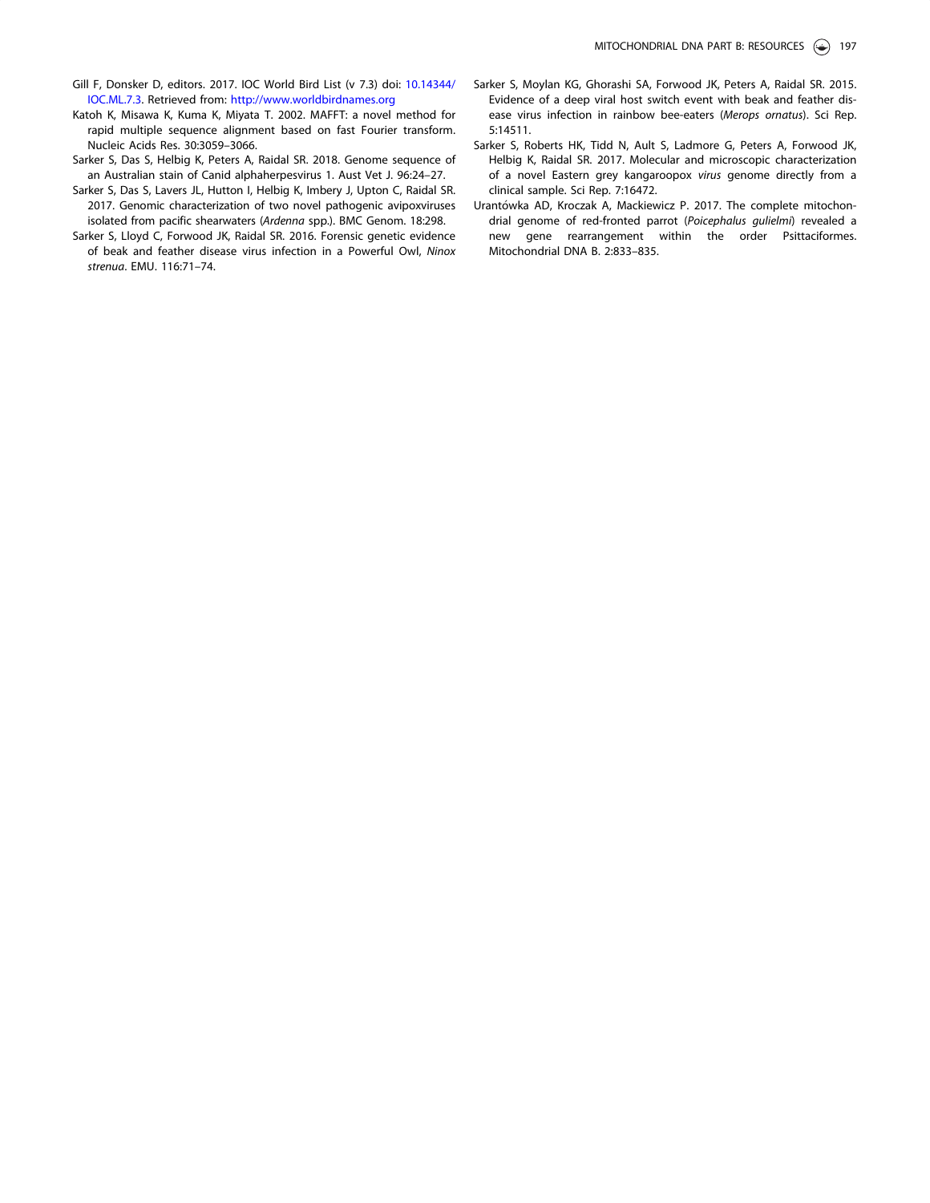Gill F, Donsker D, editors. 2017. IOC World Bird List (v 7.3) doi: 10.14344/IOC.ML.7.3. Retrieved from: http://www.worldbirdnames.org

Katoh K, Misawa K, Kuma K, Miyata T. 2002. MAFFT: a novel method for rapid multiple sequence alignment based on fast Fourier transform. Nucleic Acids Res. 30:3059–3066.

Sarker S, Das S, Helbig K, Peters A, Raidal SR. 2018. Genome sequence of an Australian stain of Canid alphaherpesvirus 1. Aust Vet J. 96:24–27.

Sarker S, Das S, Lavers JL, Hutton I, Helbig K, Imbery J, Upton C, Raidal SR. 2017. Genomic characterization of two novel pathogenic avipoxviruses isolated from pacific shearwaters (*Ardenna* spp.). BMC Genom. 18:298.

Sarker S, Lloyd C, Forwood JK, Raidal SR. 2016. Forensic genetic evidence of beak and feather disease virus infection in a Powerful Owl, *Ninox strenua*. EMU. 116:71–74.

Sarker S, Moylan KG, Ghorashi SA, Forwood JK, Peters A, Raidal SR. 2015. Evidence of a deep viral host switch event with beak and feather disease virus infection in rainbow bee-eaters (*Merops ornatus*). Sci Rep. 5:14511.

Sarker S, Roberts HK, Tidd N, Ault S, Ladmore G, Peters A, Forwood JK, Helbig K, Raidal SR. 2017. Molecular and microscopic characterization of a novel Eastern grey kangaroopox *virus* genome directly from a clinical sample. Sci Rep. 7:16472.

Urantówka AD, Kroczak A, Mackiewicz P. 2017. The complete mitochondrial genome of red-fronted parrot (*Poicephalus gulielmi*) revealed a new gene rearrangement within the order Psittaciformes. Mitochondrial DNA B. 2:833–835.